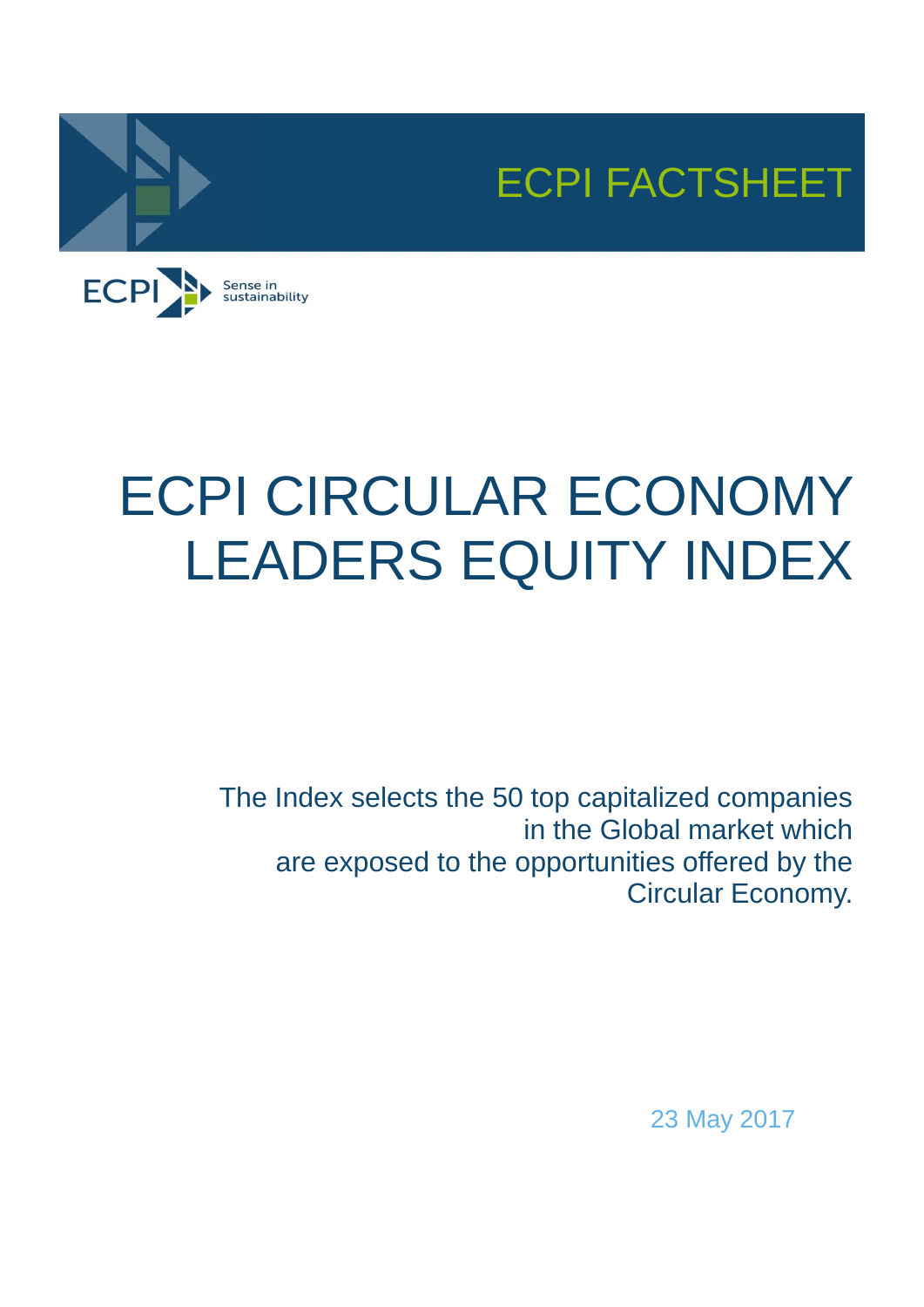ECPI FACTSHEET

ECPI Sense in sustainability

# ECPI CIRCULAR ECONOMY LEADERS EQUITY INDEX

The Index selects the 50 top capitalized companies in the Global market which are exposed to the opportunities offered by the Circular Economy.

23 May 2017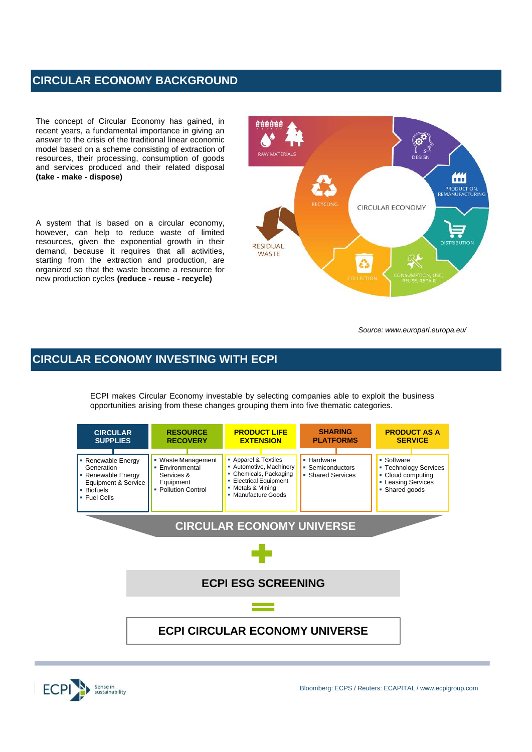## CIRCULAR ECONOMY BACKGROUND

The concept of Circular Economy has gained, in recent years, a fundamental importance in giving an answer to the crisis of the traditional linear economic model based on a scheme consisting of extraction of resources, their processing, consumption of goods and services produced and their related disposal **(take - make - dispose)**

A system that is based on a circular economy, however, can help to reduce waste of limited resources, given the exponential growth in their demand, because it requires that all activities, starting from the extraction and production, are organized so that the waste become a resource for new production cycles **(reduce - reuse - recycle)**

RAW MATERIALS · DESIGN · PRODUCTION, REMANUFACTURING · DISTRIBUTION · CONSUMPTION, USE, REUSE, REPAIR · COLLECTION · RECYCLING · RESIDUAL WASTE · CIRCULAR ECONOMY

*Source: www.europarl.europa.eu/*

## CIRCULAR ECONOMY INVESTING WITH ECPI

ECPI makes Circular Economy investable by selecting companies able to exploit the business opportunities arising from these changes grouping them into five thematic categories.

| CIRCULAR SUPPLIES | RESOURCE RECOVERY | PRODUCT LIFE EXTENSION | SHARING PLATFORMS | PRODUCT AS A SERVICE |
|---|---|---|---|---|
| ▪ Renewable Energy Generation<br>▪ Renewable Energy Equipment & Service<br>▪ Biofuels<br>▪ Fuel Cells | ▪ Waste Management<br>▪ Environmental Services & Equipment<br>▪ Pollution Control | ▪ Apparel & Textiles<br>▪ Automotive, Machinery<br>▪ Chemicals, Packaging<br>▪ Electrical Equipment<br>▪ Metals & Mining<br>▪ Manufacture Goods | ▪ Hardware<br>▪ Semiconductors<br>▪ Shared Services | ▪ Software<br>▪ Technology Services<br>▪ Cloud computing<br>▪ Leasing Services<br>▪ Shared goods |

**CIRCULAR ECONOMY UNIVERSE**

\+

**ECPI ESG SCREENING**

=

**ECPI CIRCULAR ECONOMY UNIVERSE**

Bloomberg: ECPS / Reuters: ECAPITAL / www.ecpigroup.com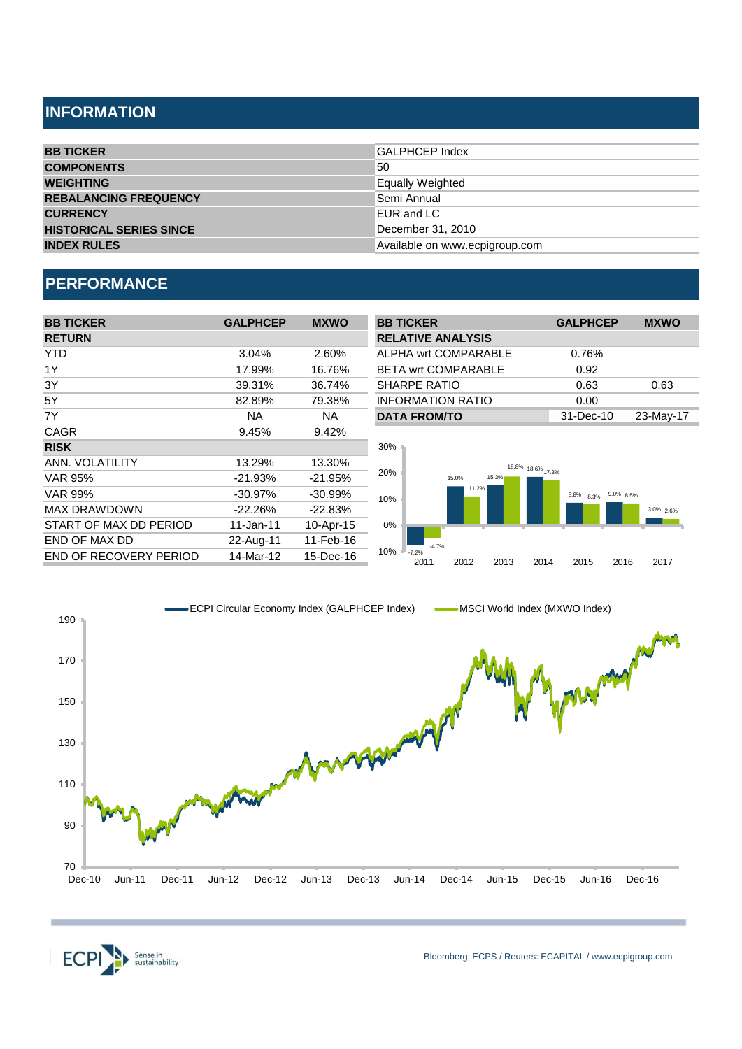## INFORMATION

| BB TICKER | GALPHCEP Index |
|---|---|
| COMPONENTS | 50 |
| WEIGHTING | Equally Weighted |
| REBALANCING FREQUENCY | Semi Annual |
| CURRENCY | EUR and LC |
| HISTORICAL SERIES SINCE | December 31, 2010 |
| INDEX RULES | Available on www.ecpigroup.com |

## PERFORMANCE

| BB TICKER | GALPHCEP | MXWO |
|---|---|---|
| **RETURN** | | |
| YTD | 3.04% | 2.60% |
| 1Y | 17.99% | 16.76% |
| 3Y | 39.31% | 36.74% |
| 5Y | 82.89% | 79.38% |
| 7Y | NA | NA |
| CAGR | 9.45% | 9.42% |
| **RISK** | | |
| ANN. VOLATILITY | 13.29% | 13.30% |
| VAR 95% | -21.93% | -21.95% |
| VAR 99% | -30.97% | -30.99% |
| MAX DRAWDOWN | -22.26% | -22.83% |
| START OF MAX DD PERIOD | 11-Jan-11 | 10-Apr-15 |
| END OF MAX DD | 22-Aug-11 | 11-Feb-16 |
| END OF RECOVERY PERIOD | 14-Mar-12 | 15-Dec-16 |

| BB TICKER | GALPHCEP | MXWO |
|---|---|---|
| **RELATIVE ANALYSIS** | | |
| ALPHA wrt COMPARABLE | 0.76% | |
| BETA wrt COMPARABLE | 0.92 | |
| SHARPE RATIO | 0.63 | 0.63 |
| INFORMATION RATIO | 0.00 | |
| **DATA FROM/TO** | 31-Dec-10 | 23-May-17 |

| Year | GALPHCEP | MXWO |
|---|---|---|
| 2011 | -7.2% | -4.7% |
| 2012 | 15.0% | 11.2% |
| 2013 | 15.3% | 18.8% |
| 2014 | 18.6% | 17.3% |
| 2015 | 8.8% | 8.3% |
| 2016 | 9.0% | 8.5% |
| 2017 | 3.0% | 2.6% |

ECPI Circular Economy Index (GALPHCEP Index) — MSCI World Index (MXWO Index)

Bloomberg: ECPS / Reuters: ECAPITAL / www.ecpigroup.com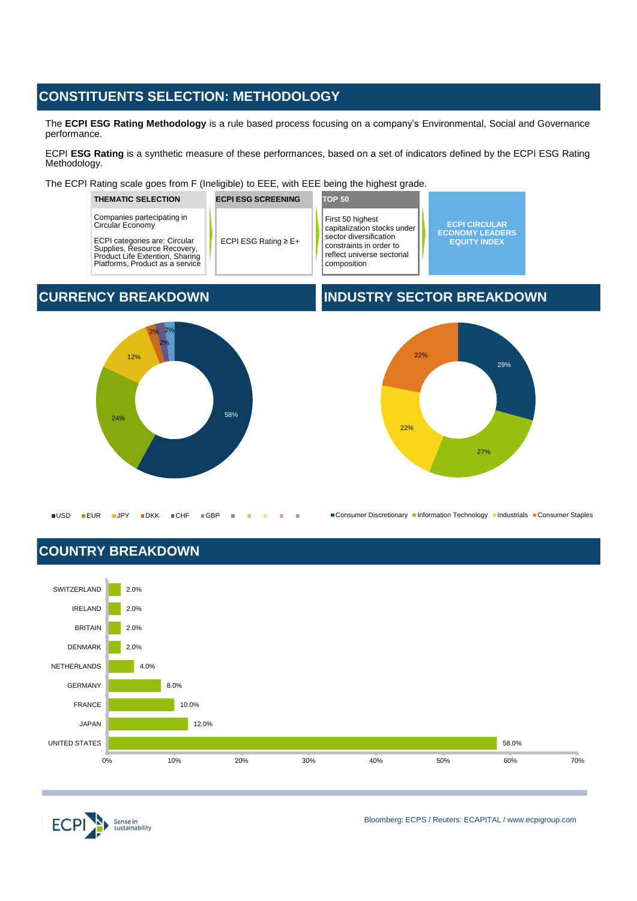## CONSTITUENTS SELECTION: METHODOLOGY

The **ECPI ESG Rating Methodology** is a rule based process focusing on a company's Environmental, Social and Governance performance.

ECPI **ESG Rating** is a synthetic measure of these performances, based on a set of indicators defined by the ECPI ESG Rating Methodology.

The ECPI Rating scale goes from F (Ineligible) to EEE, with EEE being the highest grade.

| THEMATIC SELECTION | ECPI ESG SCREENING | TOP 50 | ECPI CIRCULAR ECONOMY LEADERS EQUITY INDEX |
|---|---|---|---|
| Companies partecipating in Circular Economy<br><br>ECPI categories are: Circular Supplies, Resource Recovery, Product Life Extention, Sharing Platforms, Product as a service | ECPI ESG Rating ≥ E+ | First 50 highest capitalization stocks under sector diversification constraints in order to reflect universe sectorial composition | |

## CURRENCY BREAKDOWN

| Currency | Weight |
|---|---|
| USD | 58% |
| EUR | 24% |
| JPY | 12% |
| DKK | 2% |
| CHF | 2% |
| GBP | 2% |

## INDUSTRY SECTOR BREAKDOWN

| Sector | Weight |
|---|---|
| Consumer Discretionary | 29% |
| Information Technology | 27% |
| Industrials | 22% |
| Consumer Staples | 22% |

## COUNTRY BREAKDOWN

| Country | Weight |
|---|---|
| SWITZERLAND | 2.0% |
| IRELAND | 2.0% |
| BRITAIN | 2.0% |
| DENMARK | 2.0% |
| NETHERLANDS | 4.0% |
| GERMANY | 8.0% |
| FRANCE | 10.0% |
| JAPAN | 12.0% |
| UNITED STATES | 58.0% |

Bloomberg: ECPS / Reuters: ECAPITAL / www.ecpigroup.com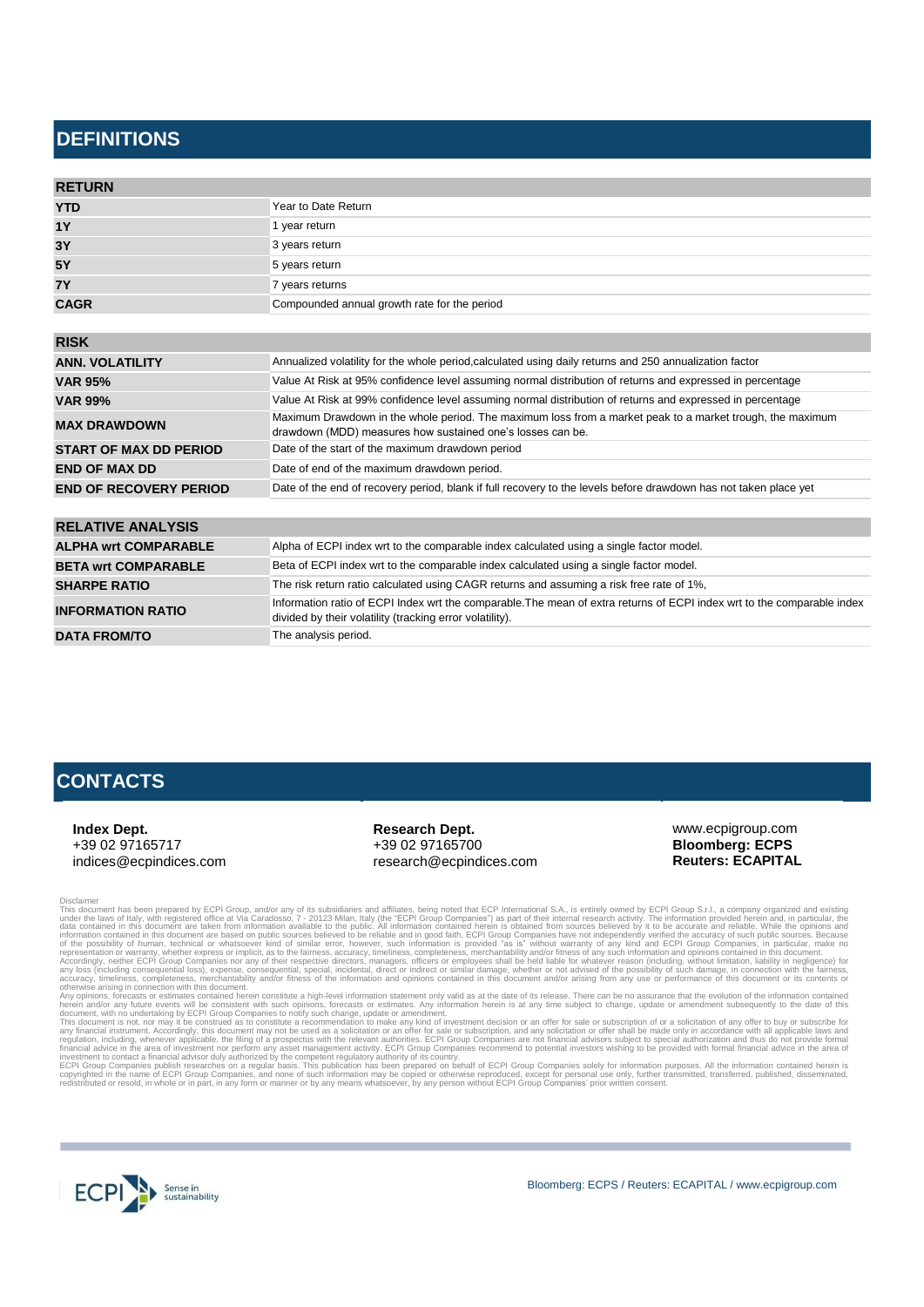# DEFINITIONS

| RETURN | |
|---|---|
| **YTD** | Year to Date Return |
| **1Y** | 1 year return |
| **3Y** | 3 years return |
| **5Y** | 5 years return |
| **7Y** | 7 years returns |
| **CAGR** | Compounded annual growth rate for the period |

| RISK | |
|---|---|
| **ANN. VOLATILITY** | Annualized volatility for the whole period,calculated using daily returns and 250 annualization factor |
| **VAR 95%** | Value At Risk at 95% confidence level assuming normal distribution of returns and expressed in percentage |
| **VAR 99%** | Value At Risk at 99% confidence level assuming normal distribution of returns and expressed in percentage |
| **MAX DRAWDOWN** | Maximum Drawdown in the whole period. The maximum loss from a market peak to a market trough, the maximum drawdown (MDD) measures how sustained one's losses can be. |
| **START OF MAX DD PERIOD** | Date of the start of the maximum drawdown period |
| **END OF MAX DD** | Date of end of the maximum drawdown period. |
| **END OF RECOVERY PERIOD** | Date of the end of recovery period, blank if full recovery to the levels before drawdown has not taken place yet |

| RELATIVE ANALYSIS | |
|---|---|
| **ALPHA wrt COMPARABLE** | Alpha of ECPI index wrt to the comparable index calculated using a single factor model. |
| **BETA wrt COMPARABLE** | Beta of ECPI index wrt to the comparable index calculated using a single factor model. |
| **SHARPE RATIO** | The risk return ratio calculated using CAGR returns and assuming a risk free rate of 1%, |
| **INFORMATION RATIO** | Information ratio of ECPI Index wrt the comparable.The mean of extra returns of ECPI index wrt to the comparable index divided by their volatility (tracking error volatility). |
| **DATA FROM/TO** | The analysis period. |

# CONTACTS

**Index Dept.**
+39 02 97165717
indices@ecpindices.com

**Research Dept.**
+39 02 97165700
research@ecpindices.com

www.ecpigroup.com
**Bloomberg: ECPS**
**Reuters: ECAPITAL**

Disclaimer

This document has been prepared by ECPI Group, and/or any of its subsidiaries and affiliates, being noted that ECP International S.A., is entirely owned by ECPI Group S.r.l., a company organized and existing under the laws of Italy, with registered office at Via Caradosso, 7 - 20123 Milan, Italy (the "ECPI Group Companies") as part of their internal research activity. The information provided herein and, in particular, the data contained in this document are taken from information available to the public. All information contained herein is obtained from sources believed by it to be accurate and reliable. While the opinions and information contained in this document are based on public sources believed to be reliable and in good faith, ECPI Group Companies have not independently verified the accuracy of such public sources. Because of the possibility of human, technical or whatsoever kind of similar error, however, such information is provided "as is" without warranty of any kind and ECPI Group Companies, in particular, make no representation or warranty, whether express or implicit, as to the fairness, accuracy, timeliness, completeness, merchantability and/or fitness of any such information and opinions contained in this document. Accordingly, neither ECPI Group Companies nor any of their respective directors, managers, officers or employees shall be held liable for whatever reason (including, without limitation, liability in negligence) for any loss (including consequential loss), expense, consequential, special, incidental, direct or indirect or similar damage, whether or not advised of the possibility of such damage, in connection with the fairness, accuracy, timeliness, completeness, merchantability and/or fitness of the information and opinions contained in this document and/or arising from any use or performance of this document or its contents or otherwise arising in connection with this document.

Any opinions, forecasts or estimates contained herein constitute a high-level information statement only valid as at the date of its release. There can be no assurance that the evolution of the information contained herein and/or any future events will be consistent with such opinions, forecasts or estimates. Any information herein is at any time subject to change, update or amendment subsequently to the date of this document, with no undertaking by ECPI Group Companies to notify such change, update or amendment.

This document is not, nor may it be construed as to constitute a recommendation to make any kind of investment decision or an offer for sale or subscription of or a solicitation of any offer to buy or subscribe for any financial instrument. Accordingly, this document may not be used as a solicitation or an offer for sale or subscription, and any solicitation or offer shall be made only in accordance with all applicable laws and regulation, including, whenever applicable, the filing of a prospectus with the relevant authorities. ECPI Group Companies are not financial advisors subject to special authorization and thus do not provide formal financial advice in the area of investment nor perform any asset management activity. ECPI Group Companies recommend to potential investors wishing to be provided with formal financial advice in the area of investment to contact a financial advisor duly authorized by the competent regulatory authority of its country.

ECPI Group Companies publish researches on a regular basis. This publication has been prepared on behalf of ECPI Group Companies solely for information purposes. All the information contained herein is copyrighted in the name of ECPI Group Companies, and none of such information may be copied or otherwise reproduced, except for personal use only, further transmitted, transferred, published, disseminated, redistributed or resold, in whole or in part, in any form or manner or by any means whatsoever, by any person without ECPI Group Companies' prior written consent.